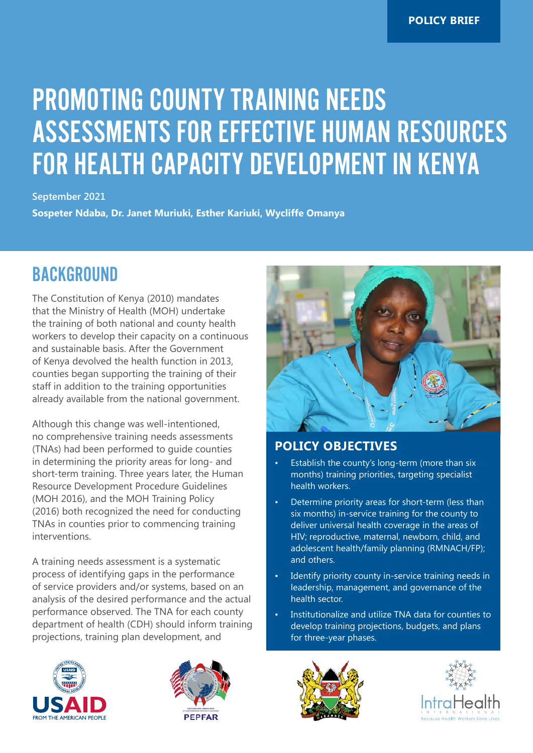POLICY BRIEF

# PROMOTING COUNTY TRAINING NEEDS ASSESSMENTS FOR EFFECTIVE HUMAN RESOURCES FOR HEALTH CAPACITY DEVELOPMENT IN KENYA

**September 2021**

**Sospeter Ndaba, Dr. Janet Muriuki, Esther Kariuki, Wycliffe Omanya**

## BACKGROUND

The Constitution of Kenya (2010) mandates that the Ministry of Health (MOH) undertake the training of both national and county health workers to develop their capacity on a continuous and sustainable basis. After the Government of Kenya devolved the health function in 2013, counties began supporting the training of their staff in addition to the training opportunities already available from the national government.

Although this change was well-intentioned, no comprehensive training needs assessments (TNAs) had been performed to guide counties in determining the priority areas for long- and short-term training. Three years later, the Human Resource Development Procedure Guidelines (MOH 2016), and the MOH Training Policy (2016) both recognized the need for conducting TNAs in counties prior to commencing training interventions.

A training needs assessment is a systematic process of identifying gaps in the performance of service providers and/or systems, based on an analysis of the desired performance and the actual performance observed. The TNA for each county department of health (CDH) should inform training projections, training plan development, and

### POLICY OBJECTIVES

- Establish the county's long-term (more than six months) training priorities, targeting specialist health workers.
- Determine priority areas for short-term (less than six months) in-service training for the county to deliver universal health coverage in the areas of HIV; reproductive, maternal, newborn, child, and adolescent health/family planning (RMNACH/FP); and others.
- Identify priority county in-service training needs in leadership, management, and governance of the health sector.
- Institutionalize and utilize TNA data for counties to develop training projections, budgets, and plans for three-year phases.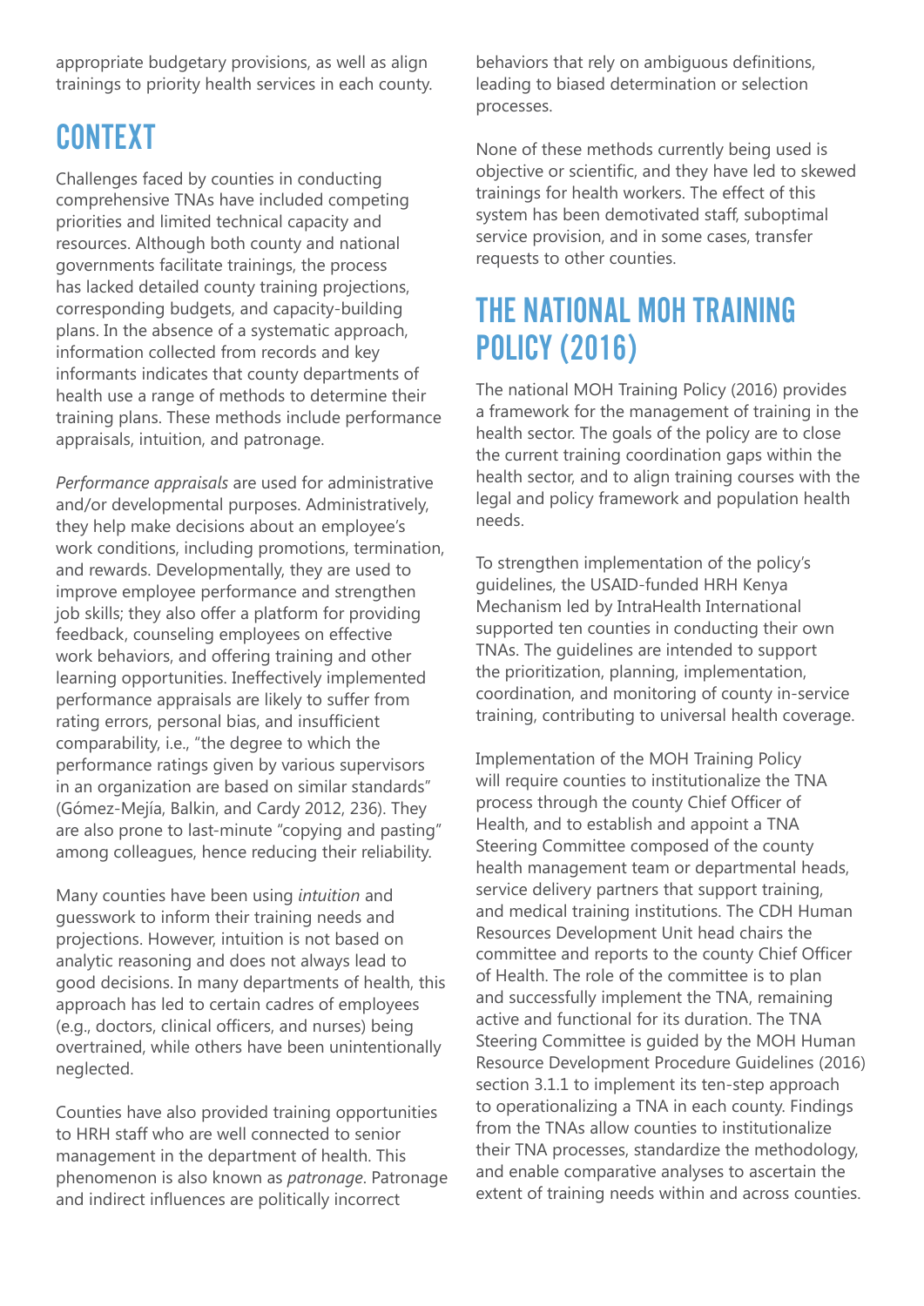appropriate budgetary provisions, as well as align trainings to priority health services in each county.

## CONTEXT

Challenges faced by counties in conducting comprehensive TNAs have included competing priorities and limited technical capacity and resources. Although both county and national governments facilitate trainings, the process has lacked detailed county training projections, corresponding budgets, and capacity-building plans. In the absence of a systematic approach, information collected from records and key informants indicates that county departments of health use a range of methods to determine their training plans. These methods include performance appraisals, intuition, and patronage.

*Performance appraisals* are used for administrative and/or developmental purposes. Administratively, they help make decisions about an employee's work conditions, including promotions, termination, and rewards. Developmentally, they are used to improve employee performance and strengthen job skills; they also offer a platform for providing feedback, counseling employees on effective work behaviors, and offering training and other learning opportunities. Ineffectively implemented performance appraisals are likely to suffer from rating errors, personal bias, and insufficient comparability, i.e., "the degree to which the performance ratings given by various supervisors in an organization are based on similar standards" (Gómez-Mejía, Balkin, and Cardy 2012, 236). They are also prone to last-minute "copying and pasting" among colleagues, hence reducing their reliability.

Many counties have been using *intuition* and guesswork to inform their training needs and projections. However, intuition is not based on analytic reasoning and does not always lead to good decisions. In many departments of health, this approach has led to certain cadres of employees (e.g., doctors, clinical officers, and nurses) being overtrained, while others have been unintentionally neglected.

Counties have also provided training opportunities to HRH staff who are well connected to senior management in the department of health. This phenomenon is also known as *patronage*. Patronage and indirect influences are politically incorrect behaviors that rely on ambiguous definitions, leading to biased determination or selection processes.

None of these methods currently being used is objective or scientific, and they have led to skewed trainings for health workers. The effect of this system has been demotivated staff, suboptimal service provision, and in some cases, transfer requests to other counties.

## THE NATIONAL MOH TRAINING POLICY (2016)

The national MOH Training Policy (2016) provides a framework for the management of training in the health sector. The goals of the policy are to close the current training coordination gaps within the health sector, and to align training courses with the legal and policy framework and population health needs.

To strengthen implementation of the policy's guidelines, the USAID-funded HRH Kenya Mechanism led by IntraHealth International supported ten counties in conducting their own TNAs. The guidelines are intended to support the prioritization, planning, implementation, coordination, and monitoring of county in-service training, contributing to universal health coverage.

Implementation of the MOH Training Policy will require counties to institutionalize the TNA process through the county Chief Officer of Health, and to establish and appoint a TNA Steering Committee composed of the county health management team or departmental heads, service delivery partners that support training, and medical training institutions. The CDH Human Resources Development Unit head chairs the committee and reports to the county Chief Officer of Health. The role of the committee is to plan and successfully implement the TNA, remaining active and functional for its duration. The TNA Steering Committee is guided by the MOH Human Resource Development Procedure Guidelines (2016) section 3.1.1 to implement its ten-step approach to operationalizing a TNA in each county. Findings from the TNAs allow counties to institutionalize their TNA processes, standardize the methodology, and enable comparative analyses to ascertain the extent of training needs within and across counties.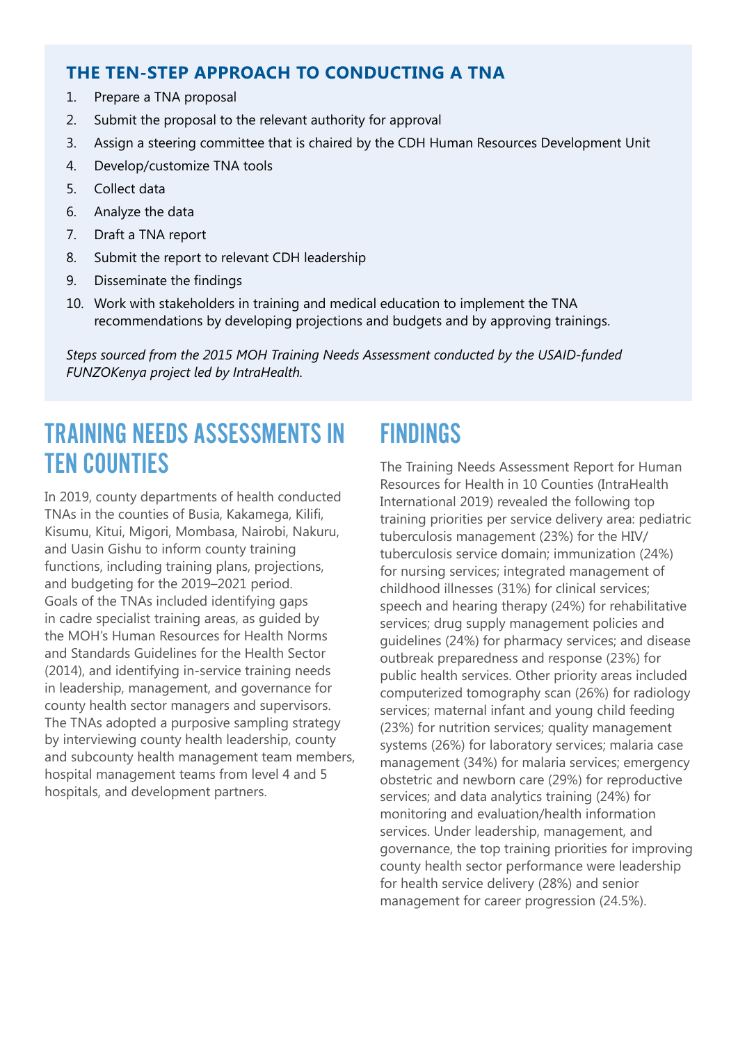## THE TEN-STEP APPROACH TO CONDUCTING A TNA

1. Prepare a TNA proposal
2. Submit the proposal to the relevant authority for approval
3. Assign a steering committee that is chaired by the CDH Human Resources Development Unit
4. Develop/customize TNA tools
5. Collect data
6. Analyze the data
7. Draft a TNA report
8. Submit the report to relevant CDH leadership
9. Disseminate the findings
10. Work with stakeholders in training and medical education to implement the TNA recommendations by developing projections and budgets and by approving trainings.

*Steps sourced from the 2015 MOH Training Needs Assessment conducted by the USAID-funded FUNZOKenya project led by IntraHealth.*

# TRAINING NEEDS ASSESSMENTS IN TEN COUNTIES

In 2019, county departments of health conducted TNAs in the counties of Busia, Kakamega, Kilifi, Kisumu, Kitui, Migori, Mombasa, Nairobi, Nakuru, and Uasin Gishu to inform county training functions, including training plans, projections, and budgeting for the 2019–2021 period. Goals of the TNAs included identifying gaps in cadre specialist training areas, as guided by the MOH's Human Resources for Health Norms and Standards Guidelines for the Health Sector (2014), and identifying in-service training needs in leadership, management, and governance for county health sector managers and supervisors. The TNAs adopted a purposive sampling strategy by interviewing county health leadership, county and subcounty health management team members, hospital management teams from level 4 and 5 hospitals, and development partners.

# FINDINGS

The Training Needs Assessment Report for Human Resources for Health in 10 Counties (IntraHealth International 2019) revealed the following top training priorities per service delivery area: pediatric tuberculosis management (23%) for the HIV/tuberculosis service domain; immunization (24%) for nursing services; integrated management of childhood illnesses (31%) for clinical services; speech and hearing therapy (24%) for rehabilitative services; drug supply management policies and guidelines (24%) for pharmacy services; and disease outbreak preparedness and response (23%) for public health services. Other priority areas included computerized tomography scan (26%) for radiology services; maternal infant and young child feeding (23%) for nutrition services; quality management systems (26%) for laboratory services; malaria case management (34%) for malaria services; emergency obstetric and newborn care (29%) for reproductive services; and data analytics training (24%) for monitoring and evaluation/health information services. Under leadership, management, and governance, the top training priorities for improving county health sector performance were leadership for health service delivery (28%) and senior management for career progression (24.5%).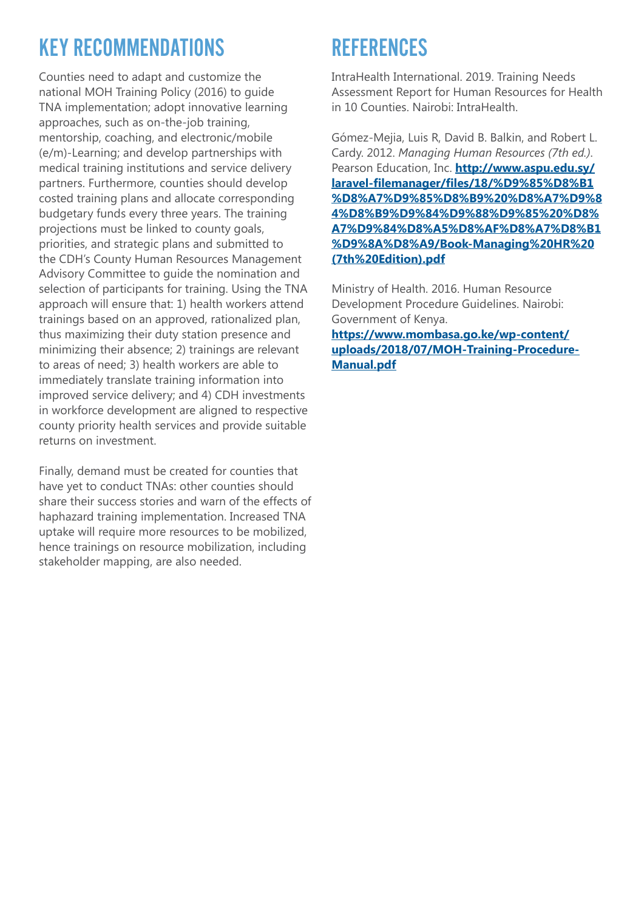## KEY RECOMMENDATIONS

Counties need to adapt and customize the national MOH Training Policy (2016) to guide TNA implementation; adopt innovative learning approaches, such as on-the-job training, mentorship, coaching, and electronic/mobile (e/m)-Learning; and develop partnerships with medical training institutions and service delivery partners. Furthermore, counties should develop costed training plans and allocate corresponding budgetary funds every three years. The training projections must be linked to county goals, priorities, and strategic plans and submitted to the CDH's County Human Resources Management Advisory Committee to guide the nomination and selection of participants for training. Using the TNA approach will ensure that: 1) health workers attend trainings based on an approved, rationalized plan, thus maximizing their duty station presence and minimizing their absence; 2) trainings are relevant to areas of need; 3) health workers are able to immediately translate training information into improved service delivery; and 4) CDH investments in workforce development are aligned to respective county priority health services and provide suitable returns on investment.

Finally, demand must be created for counties that have yet to conduct TNAs: other counties should share their success stories and warn of the effects of haphazard training implementation. Increased TNA uptake will require more resources to be mobilized, hence trainings on resource mobilization, including stakeholder mapping, are also needed.

## REFERENCES

IntraHealth International. 2019. Training Needs Assessment Report for Human Resources for Health in 10 Counties. Nairobi: IntraHealth.

Gómez-Mejia, Luis R, David B. Balkin, and Robert L. Cardy. 2012. *Managing Human Resources (7th ed.)*. Pearson Education, Inc. **http://www.aspu.edu.sy/laravel-filemanager/files/18/%D9%85%D8%B1%D8%A7%D9%85%D8%B9%20%D8%A7%D9%84%D8%B9%D9%84%D9%88%D9%85%20%D8%A7%D9%84%D8%A5%D8%AF%D8%A7%D8%B1%D9%8A%D8%A9/Book-Managing%20HR%20(7th%20Edition).pdf**

Ministry of Health. 2016. Human Resource Development Procedure Guidelines. Nairobi: Government of Kenya. **https://www.mombasa.go.ke/wp-content/uploads/2018/07/MOH-Training-Procedure-Manual.pdf**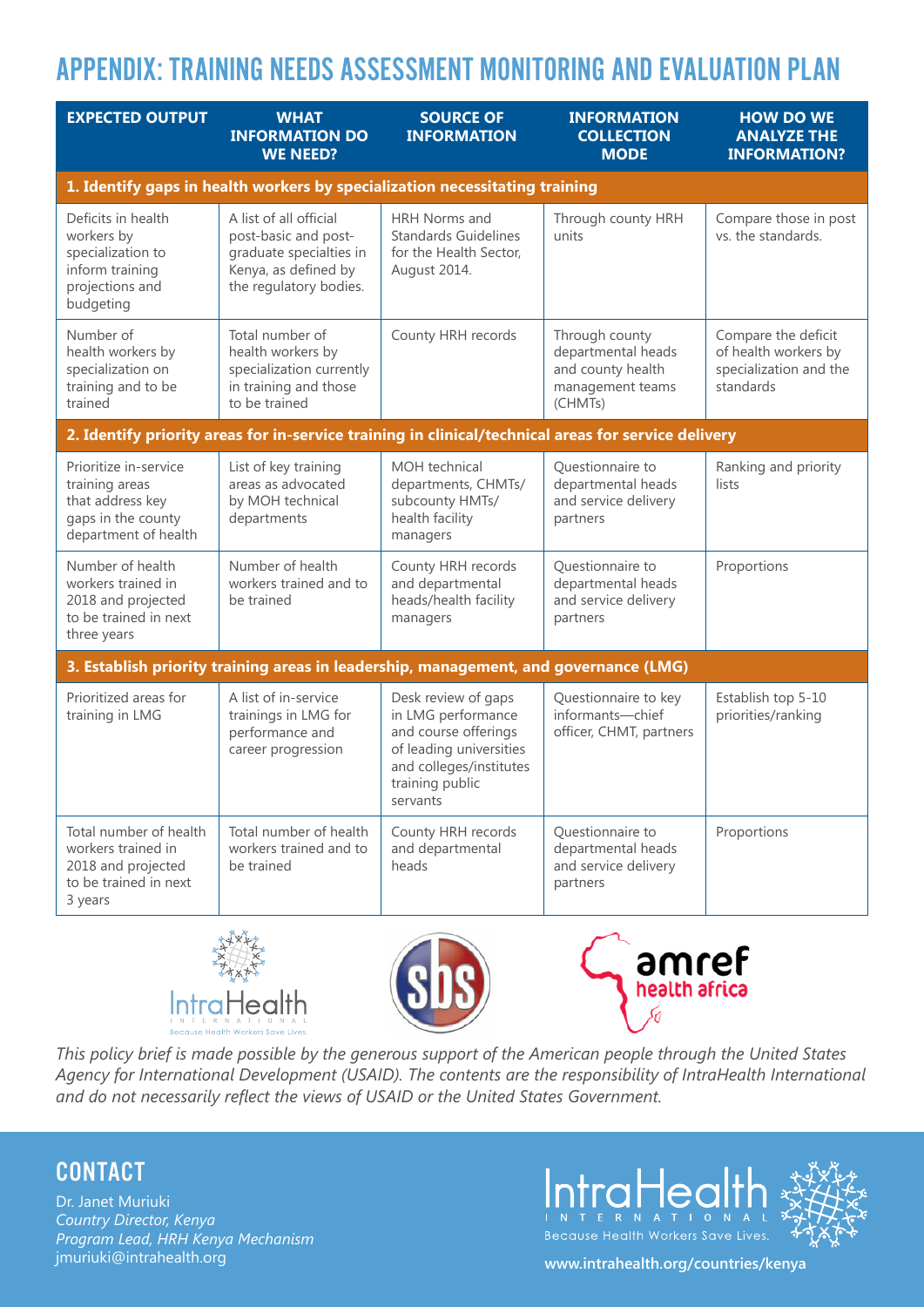# APPENDIX: TRAINING NEEDS ASSESSMENT MONITORING AND EVALUATION PLAN

| EXPECTED OUTPUT | WHAT INFORMATION DO WE NEED? | SOURCE OF INFORMATION | INFORMATION COLLECTION MODE | HOW DO WE ANALYZE THE INFORMATION? |
|---|---|---|---|---|
| **1. Identify gaps in health workers by specialization necessitating training** | | | | |
| Deficits in health workers by specialization to inform training projections and budgeting | A list of all official post-basic and post-graduate specialties in Kenya, as defined by the regulatory bodies. | HRH Norms and Standards Guidelines for the Health Sector, August 2014. | Through county HRH units | Compare those in post vs. the standards. |
| Number of health workers by specialization on training and to be trained | Total number of health workers by specialization currently in training and those to be trained | County HRH records | Through county departmental heads and county health management teams (CHMTs) | Compare the deficit of health workers by specialization and the standards |
| **2. Identify priority areas for in-service training in clinical/technical areas for service delivery** | | | | |
| Prioritize in-service training areas that address key gaps in the county department of health | List of key training areas as advocated by MOH technical departments | MOH technical departments, CHMTs/ subcounty HMTs/ health facility managers | Questionnaire to departmental heads and service delivery partners | Ranking and priority lists |
| Number of health workers trained in 2018 and projected to be trained in next three years | Number of health workers trained and to be trained | County HRH records and departmental heads/health facility managers | Questionnaire to departmental heads and service delivery partners | Proportions |
| **3. Establish priority training areas in leadership, management, and governance (LMG)** | | | | |
| Prioritized areas for training in LMG | A list of in-service trainings in LMG for performance and career progression | Desk review of gaps in LMG performance and course offerings of leading universities and colleges/institutes training public servants | Questionnaire to key informants—chief officer, CHMT, partners | Establish top 5-10 priorities/ranking |
| Total number of health workers trained in 2018 and projected to be trained in next 3 years | Total number of health workers trained and to be trained | County HRH records and departmental heads | Questionnaire to departmental heads and service delivery partners | Proportions |

*This policy brief is made possible by the generous support of the American people through the United States Agency for International Development (USAID). The contents are the responsibility of IntraHealth International and do not necessarily reflect the views of USAID or the United States Government.*

## CONTACT

Dr. Janet Muriuki
*Country Director, Kenya*
*Program Lead, HRH Kenya Mechanism*
jmuriuki@intrahealth.org

IntraHealth International — Because Health Workers Save Lives.
www.intrahealth.org/countries/kenya